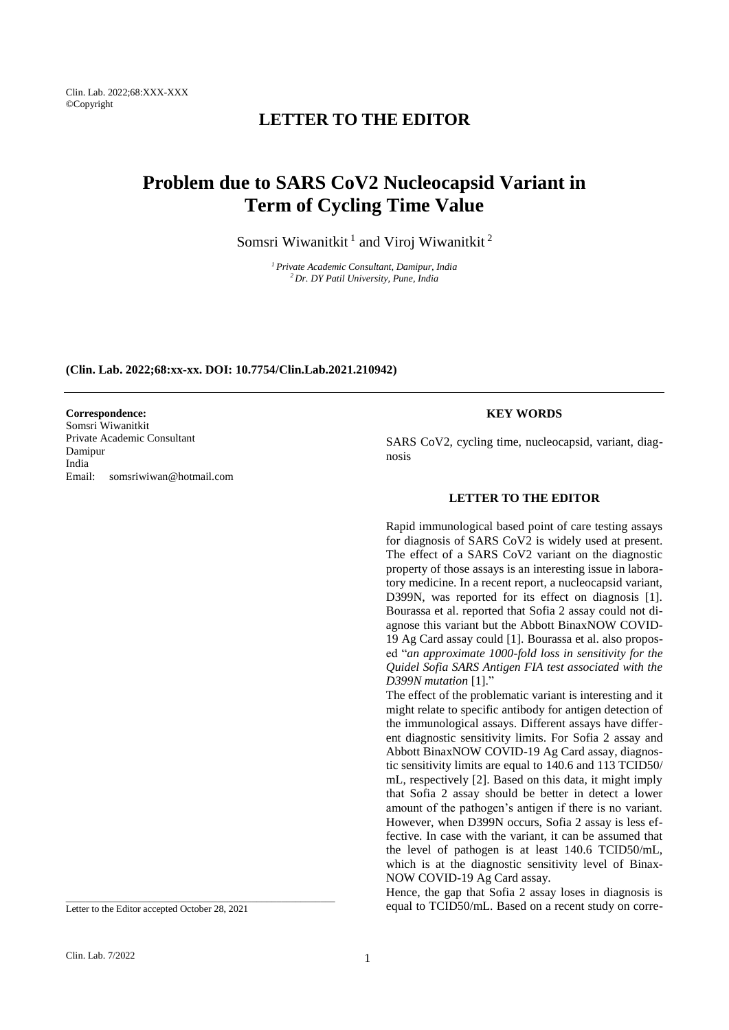## LETTER TO THE EDITOR

# Problem due to SARS CoV2 Nucleocapsid Variant in Term of Cycling Time Value

Somsri Wiwanitkit [1] and Viroj Wiwanitkit [2]

[1] *Private Academic Consultant, Damipur, India*
[2] *Dr. DY Patil University, Pune, India*

**(Clin. Lab. 2022;68:xx-xx. DOI: 10.7754/Clin.Lab.2021.210942)**

**Correspondence:**
Somsri Wiwanitkit
Private Academic Consultant
Damipur
India
Email: somsriwiwan@hotmail.com

Letter to the Editor accepted October 28, 2021

#### KEY WORDS

SARS CoV2, cycling time, nucleocapsid, variant, diagnosis

#### LETTER TO THE EDITOR

Rapid immunological based point of care testing assays for diagnosis of SARS CoV2 is widely used at present. The effect of a SARS CoV2 variant on the diagnostic property of those assays is an interesting issue in laboratory medicine. In a recent report, a nucleocapsid variant, D399N, was reported for its effect on diagnosis [1]. Bourassa et al. reported that Sofia 2 assay could not diagnose this variant but the Abbott BinaxNOW COVID-19 Ag Card assay could [1]. Bourassa et al. also proposed "*an approximate 1000-fold loss in sensitivity for the Quidel Sofia SARS Antigen FIA test associated with the D399N mutation* [1]."

The effect of the problematic variant is interesting and it might relate to specific antibody for antigen detection of the immunological assays. Different assays have different diagnostic sensitivity limits. For Sofia 2 assay and Abbott BinaxNOW COVID-19 Ag Card assay, diagnostic sensitivity limits are equal to 140.6 and 113 TCID50/mL, respectively [2]. Based on this data, it might imply that Sofia 2 assay should be better in detect a lower amount of the pathogen's antigen if there is no variant. However, when D399N occurs, Sofia 2 assay is less effective. In case with the variant, it can be assumed that the level of pathogen is at least 140.6 TCID50/mL, which is at the diagnostic sensitivity level of BinaxNOW COVID-19 Ag Card assay.

Hence, the gap that Sofia 2 assay loses in diagnosis is equal to TCID50/mL. Based on a recent study on corre-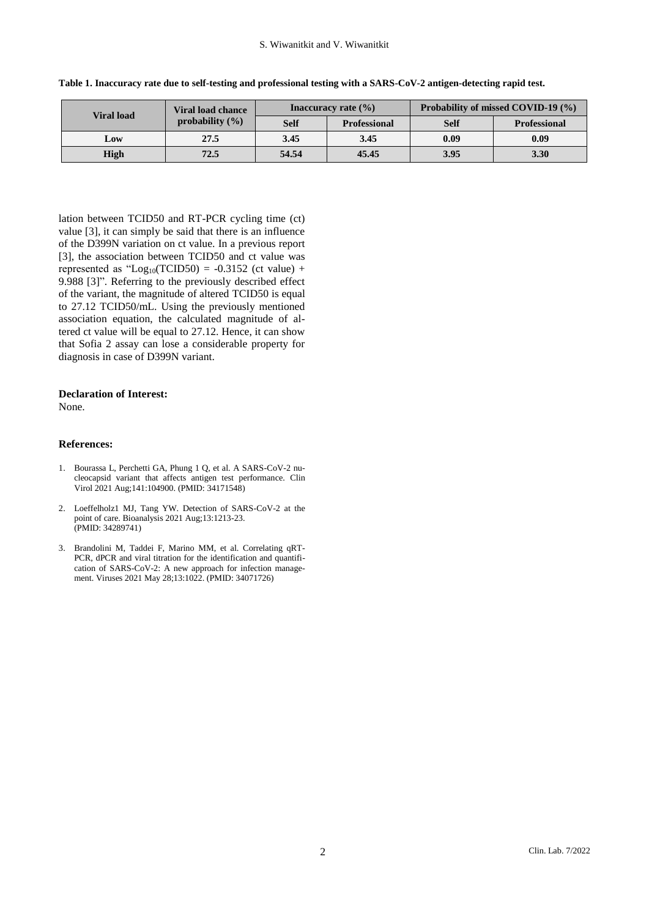**Table 1. Inaccuracy rate due to self-testing and professional testing with a SARS-CoV-2 antigen-detecting rapid test.**

| Viral load | Viral load chance probability (%) | Inaccuracy rate (%) | | Probability of missed COVID-19 (%) | |
|---|---|---|---|---|---|
| | | Self | Professional | Self | Professional |
| Low | 27.5 | 3.45 | 3.45 | 0.09 | 0.09 |
| High | 72.5 | 54.54 | 45.45 | 3.95 | 3.30 |

lation between TCID50 and RT-PCR cycling time (ct) value [3], it can simply be said that there is an influence of the D399N variation on ct value. In a previous report [3], the association between TCID50 and ct value was represented as "$\text{Log}_{10}(\text{TCID50}) = -0.3152$ (ct value) + 9.988 [3]". Referring to the previously described effect of the variant, the magnitude of altered TCID50 is equal to 27.12 TCID50/mL. Using the previously mentioned association equation, the calculated magnitude of altered ct value will be equal to 27.12. Hence, it can show that Sofia 2 assay can lose a considerable property for diagnosis in case of D399N variant.

**Declaration of Interest:**
None.

**References:**

1. Bourassa L, Perchetti GA, Phung 1 Q, et al. A SARS-CoV-2 nucleocapsid variant that affects antigen test performance. Clin Virol 2021 Aug;141:104900. (PMID: 34171548)

2. Loeffelholz1 MJ, Tang YW. Detection of SARS-CoV-2 at the point of care. Bioanalysis 2021 Aug;13:1213-23. (PMID: 34289741)

3. Brandolini M, Taddei F, Marino MM, et al. Correlating qRT-PCR, dPCR and viral titration for the identification and quantification of SARS-CoV-2: A new approach for infection management. Viruses 2021 May 28;13:1022. (PMID: 34071726)